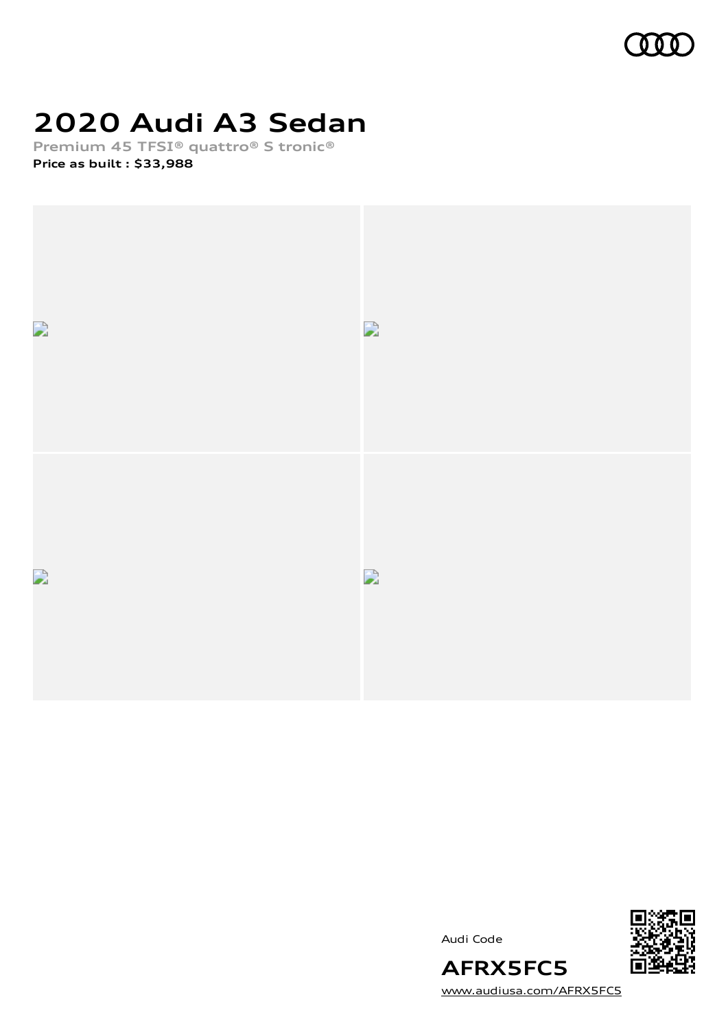# 2020 Audi A3 Sedan

Premium 45 TFSI® quattro® S tronic®

**Price as built : $33,988**

Audi Code

**AFRX5FC5**

www.audiusa.com/AFRX5FC5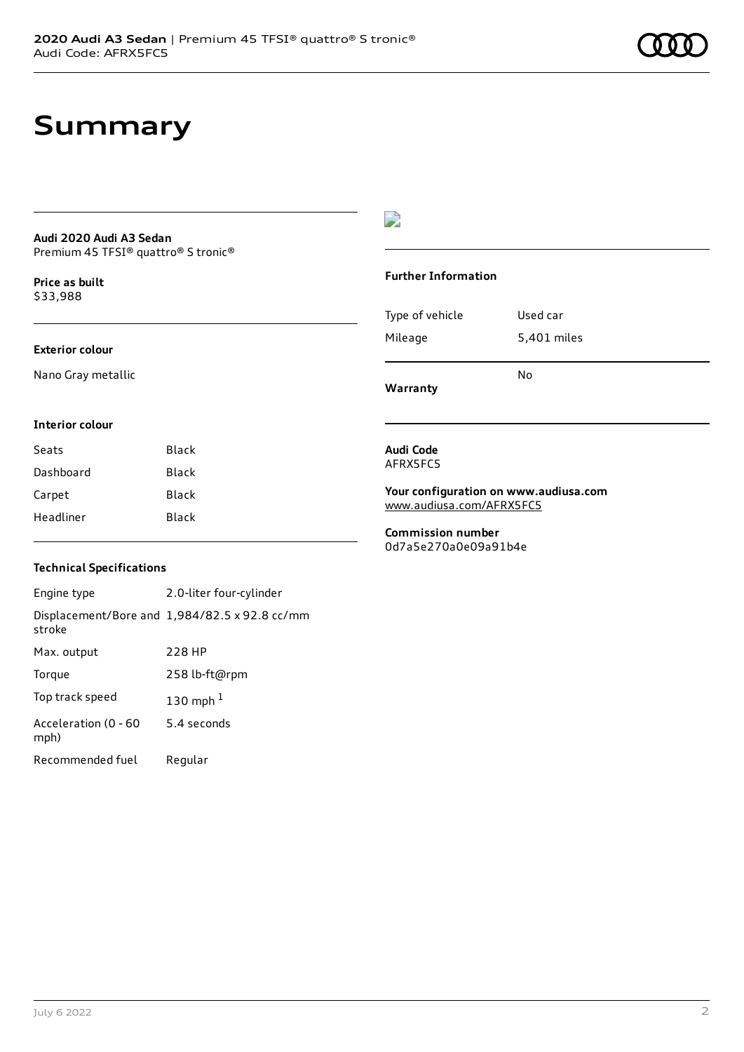// Summary

# Summary

**Audi 2020 Audi A3 Sedan**
Premium 45 TFSI® quattro® S tronic®

**Price as built**
$33,988

### Exterior colour

Nano Gray metallic

### Interior colour

| | |
|---|---|
| Seats | Black |
| Dashboard | Black |
| Carpet | Black |
| Headliner | Black |

### Technical Specifications

| | |
|---|---|
| Engine type | 2.0-liter four-cylinder |
| Displacement/Bore and stroke | 1,984/82.5 x 92.8 cc/mm |
| Max. output | 228 HP |
| Torque | 258 lb-ft@rpm |
| Top track speed | 130 mph [1] |
| Acceleration (0 - 60 mph) | 5.4 seconds |
| Recommended fuel | Regular |

### Further Information

| | |
|---|---|
| Type of vehicle | Used car |
| Mileage | 5,401 miles |
| Warranty | No |

**Audi Code**
AFRX5FC5

**Your configuration on www.audiusa.com**
www.audiusa.com/AFRX5FC5

**Commission number**
0d7a5e270a0e09a91b4e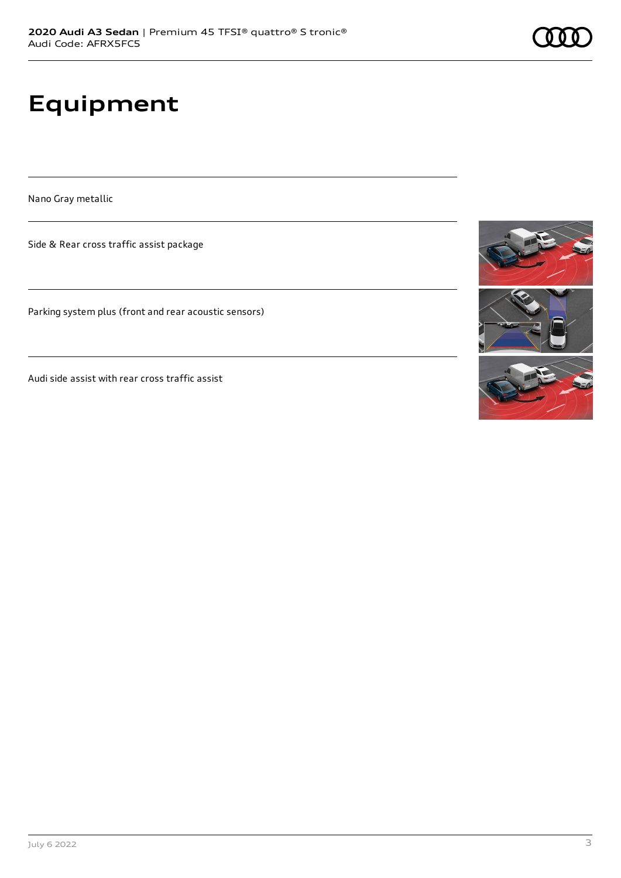# Equipment

Nano Gray metallic

Side & Rear cross traffic assist package

Parking system plus (front and rear acoustic sensors)

Audi side assist with rear cross traffic assist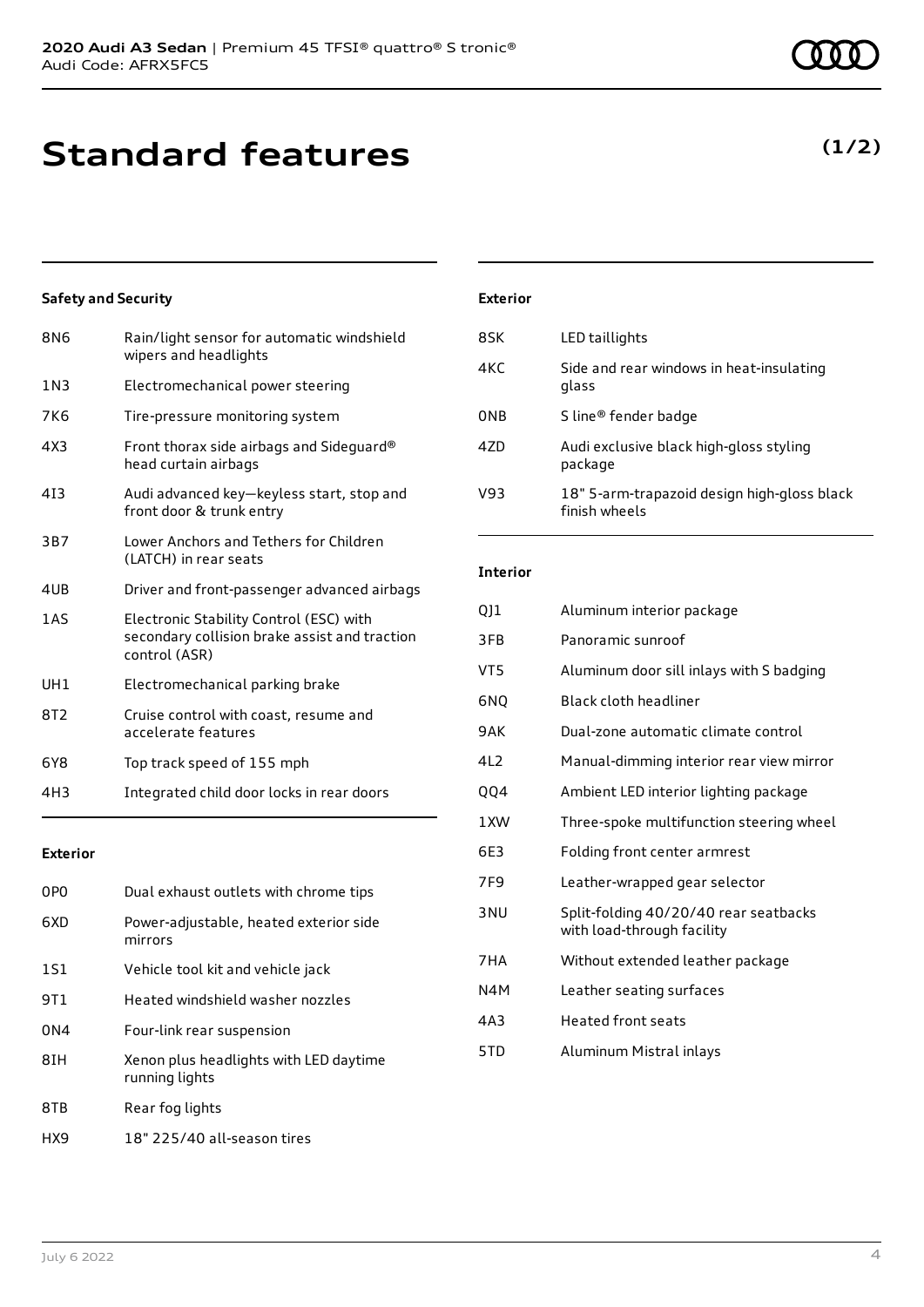# Standard features

**(1/2)**

### Safety and Security

| | |
|---|---|
| 8N6 | Rain/light sensor for automatic windshield wipers and headlights |
| 1N3 | Electromechanical power steering |
| 7K6 | Tire-pressure monitoring system |
| 4X3 | Front thorax side airbags and Sideguard® head curtain airbags |
| 4I3 | Audi advanced key—keyless start, stop and front door & trunk entry |
| 3B7 | Lower Anchors and Tethers for Children (LATCH) in rear seats |
| 4UB | Driver and front-passenger advanced airbags |
| 1AS | Electronic Stability Control (ESC) with secondary collision brake assist and traction control (ASR) |
| UH1 | Electromechanical parking brake |
| 8T2 | Cruise control with coast, resume and accelerate features |
| 6Y8 | Top track speed of 155 mph |
| 4H3 | Integrated child door locks in rear doors |

### Exterior

| | |
|---|---|
| 0P0 | Dual exhaust outlets with chrome tips |
| 6XD | Power-adjustable, heated exterior side mirrors |
| 1S1 | Vehicle tool kit and vehicle jack |
| 9T1 | Heated windshield washer nozzles |
| 0N4 | Four-link rear suspension |
| 8IH | Xenon plus headlights with LED daytime running lights |
| 8TB | Rear fog lights |
| HX9 | 18" 225/40 all-season tires |

### Exterior

| | |
|---|---|
| 8SK | LED taillights |
| 4KC | Side and rear windows in heat-insulating glass |
| 0NB | S line® fender badge |
| 4ZD | Audi exclusive black high-gloss styling package |
| V93 | 18" 5-arm-trapazoid design high-gloss black finish wheels |

### Interior

| | |
|---|---|
| QJ1 | Aluminum interior package |
| 3FB | Panoramic sunroof |
| VT5 | Aluminum door sill inlays with S badging |
| 6NQ | Black cloth headliner |
| 9AK | Dual-zone automatic climate control |
| 4L2 | Manual-dimming interior rear view mirror |
| QQ4 | Ambient LED interior lighting package |
| 1XW | Three-spoke multifunction steering wheel |
| 6E3 | Folding front center armrest |
| 7F9 | Leather-wrapped gear selector |
| 3NU | Split-folding 40/20/40 rear seatbacks with load-through facility |
| 7HA | Without extended leather package |
| N4M | Leather seating surfaces |
| 4A3 | Heated front seats |
| 5TD | Aluminum Mistral inlays |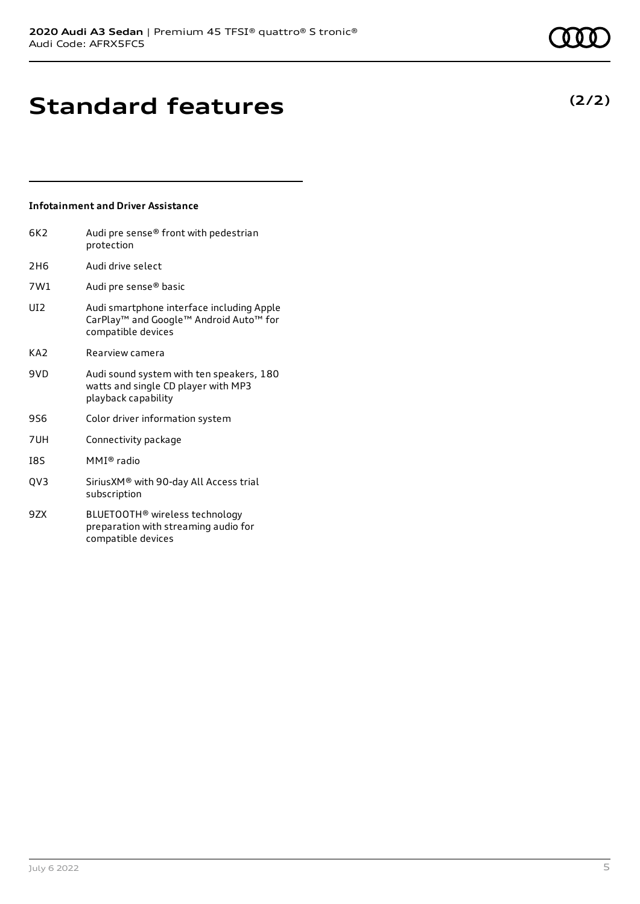# Standard features

**(2/2)**

### Infotainment and Driver Assistance

| | |
|---|---|
| 6K2 | Audi pre sense® front with pedestrian protection |
| 2H6 | Audi drive select |
| 7W1 | Audi pre sense® basic |
| UI2 | Audi smartphone interface including Apple CarPlay™ and Google™ Android Auto™ for compatible devices |
| KA2 | Rearview camera |
| 9VD | Audi sound system with ten speakers, 180 watts and single CD player with MP3 playback capability |
| 9S6 | Color driver information system |
| 7UH | Connectivity package |
| I8S | MMI® radio |
| QV3 | SiriusXM® with 90-day All Access trial subscription |
| 9ZX | BLUETOOTH® wireless technology preparation with streaming audio for compatible devices |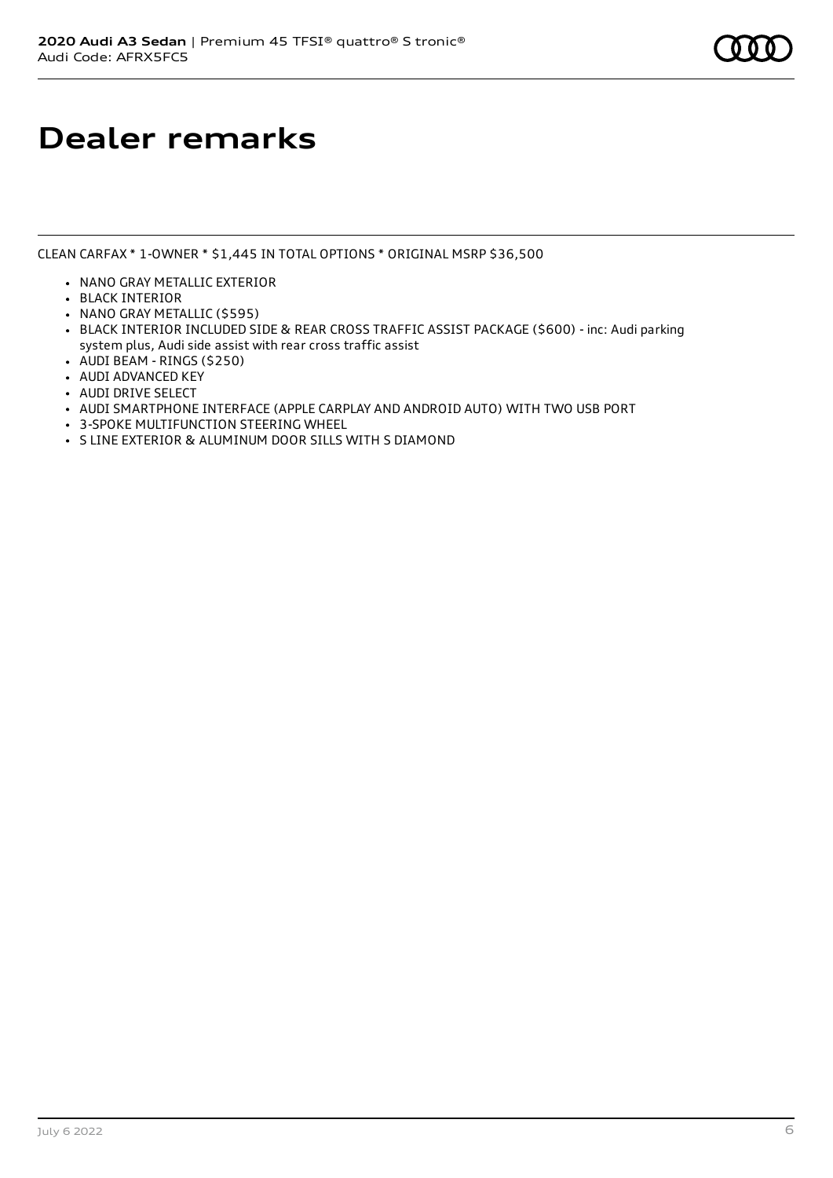# Dealer remarks

CLEAN CARFAX * 1-OWNER * $1,445 IN TOTAL OPTIONS * ORIGINAL MSRP $36,500

- NANO GRAY METALLIC EXTERIOR
- BLACK INTERIOR
- NANO GRAY METALLIC ($595)
- BLACK INTERIOR INCLUDED SIDE & REAR CROSS TRAFFIC ASSIST PACKAGE ($600) - inc: Audi parking system plus, Audi side assist with rear cross traffic assist
- AUDI BEAM - RINGS ($250)
- AUDI ADVANCED KEY
- AUDI DRIVE SELECT
- AUDI SMARTPHONE INTERFACE (APPLE CARPLAY AND ANDROID AUTO) WITH TWO USB PORT
- 3-SPOKE MULTIFUNCTION STEERING WHEEL
- S LINE EXTERIOR & ALUMINUM DOOR SILLS WITH S DIAMOND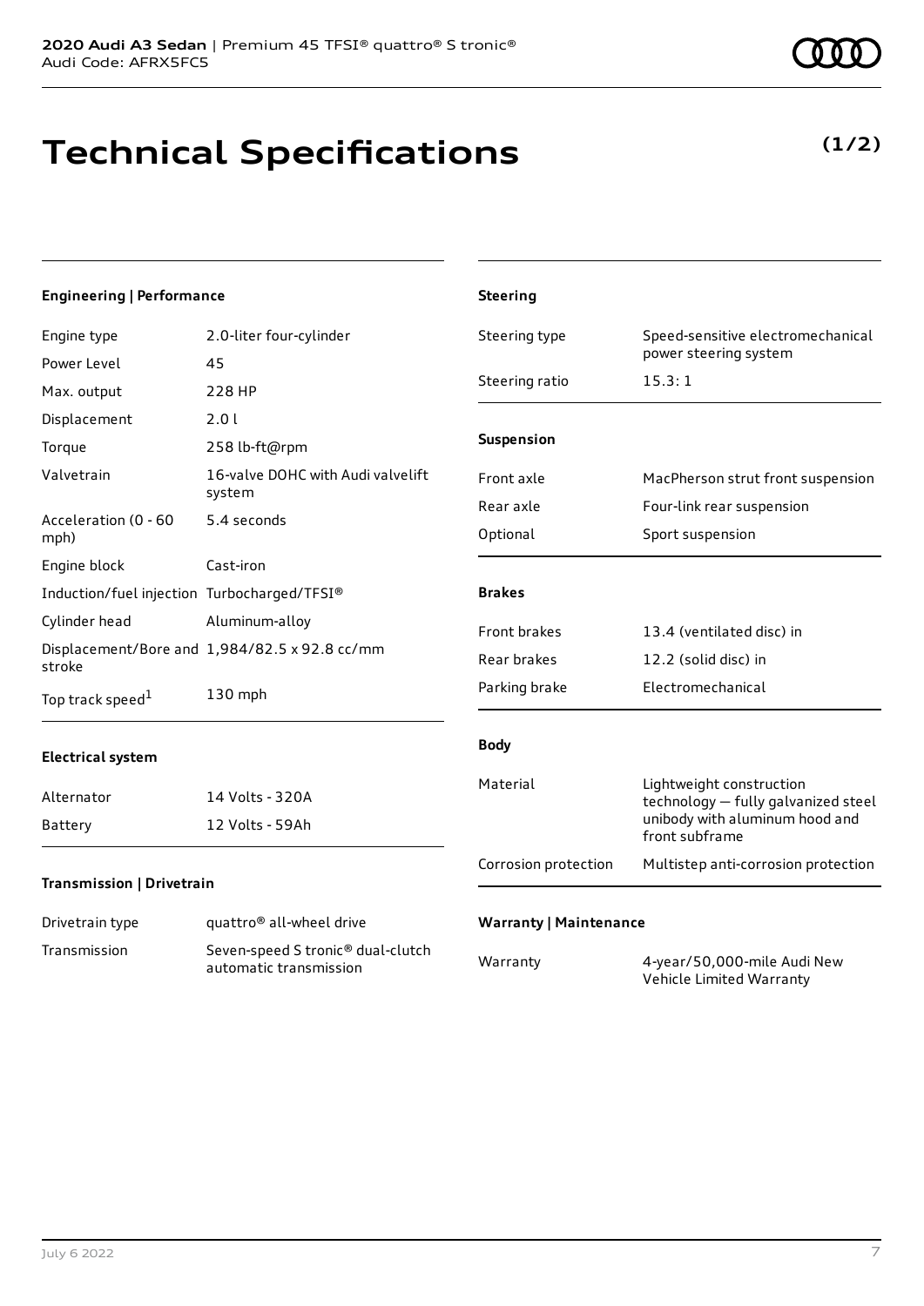**2020 Audi A3 Sedan** | Premium 45 TFSI® quattro® S tronic®
Audi Code: AFRX5FC5

# Technical Specifications

**(1/2)**

### Engineering | Performance

| | |
|---|---|
| Engine type | 2.0-liter four-cylinder |
| Power Level | 45 |
| Max. output | 228 HP |
| Displacement | 2.0 l |
| Torque | 258 lb-ft@rpm |
| Valvetrain | 16-valve DOHC with Audi valvelift system |
| Acceleration (0 - 60 mph) | 5.4 seconds |
| Engine block | Cast-iron |
| Induction/fuel injection | Turbocharged/TFSI® |
| Cylinder head | Aluminum-alloy |
| Displacement/Bore and stroke | 1,984/82.5 x 92.8 cc/mm |
| Top track speed[1] | 130 mph |

### Electrical system

| | |
|---|---|
| Alternator | 14 Volts - 320A |
| Battery | 12 Volts - 59Ah |

### Transmission | Drivetrain

| | |
|---|---|
| Drivetrain type | quattro® all-wheel drive |
| Transmission | Seven-speed S tronic® dual-clutch automatic transmission |

### Steering

| | |
|---|---|
| Steering type | Speed-sensitive electromechanical power steering system |
| Steering ratio | 15.3: 1 |

### Suspension

| | |
|---|---|
| Front axle | MacPherson strut front suspension |
| Rear axle | Four-link rear suspension |
| Optional | Sport suspension |

### Brakes

| | |
|---|---|
| Front brakes | 13.4 (ventilated disc) in |
| Rear brakes | 12.2 (solid disc) in |
| Parking brake | Electromechanical |

### Body

| | |
|---|---|
| Material | Lightweight construction technology — fully galvanized steel unibody with aluminum hood and front subframe |
| Corrosion protection | Multistep anti-corrosion protection |

### Warranty | Maintenance

| | |
|---|---|
| Warranty | 4-year/50,000-mile Audi New Vehicle Limited Warranty |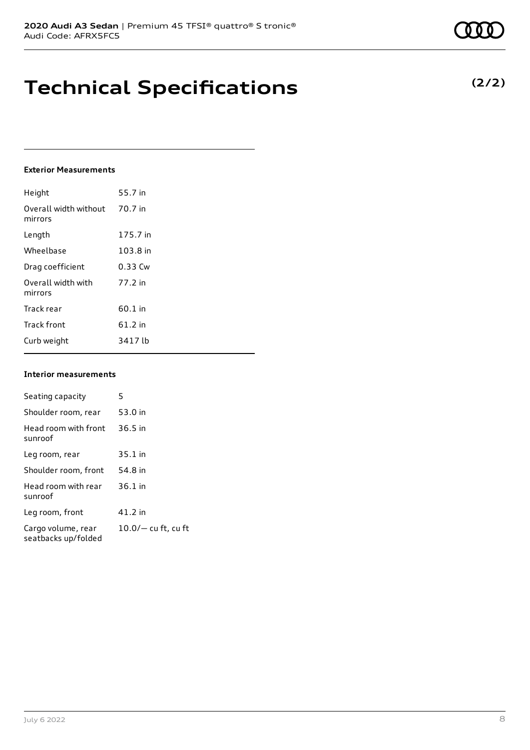# Technical Specifications

**(2/2)**

#### Exterior Measurements

| | |
|---|---|
| Height | 55.7 in |
| Overall width without mirrors | 70.7 in |
| Length | 175.7 in |
| Wheelbase | 103.8 in |
| Drag coefficient | 0.33 Cw |
| Overall width with mirrors | 77.2 in |
| Track rear | 60.1 in |
| Track front | 61.2 in |
| Curb weight | 3417 lb |

#### Interior measurements

| | |
|---|---|
| Seating capacity | 5 |
| Shoulder room, rear | 53.0 in |
| Head room with front sunroof | 36.5 in |
| Leg room, rear | 35.1 in |
| Shoulder room, front | 54.8 in |
| Head room with rear sunroof | 36.1 in |
| Leg room, front | 41.2 in |
| Cargo volume, rear seatbacks up/folded | 10.0/— cu ft, cu ft |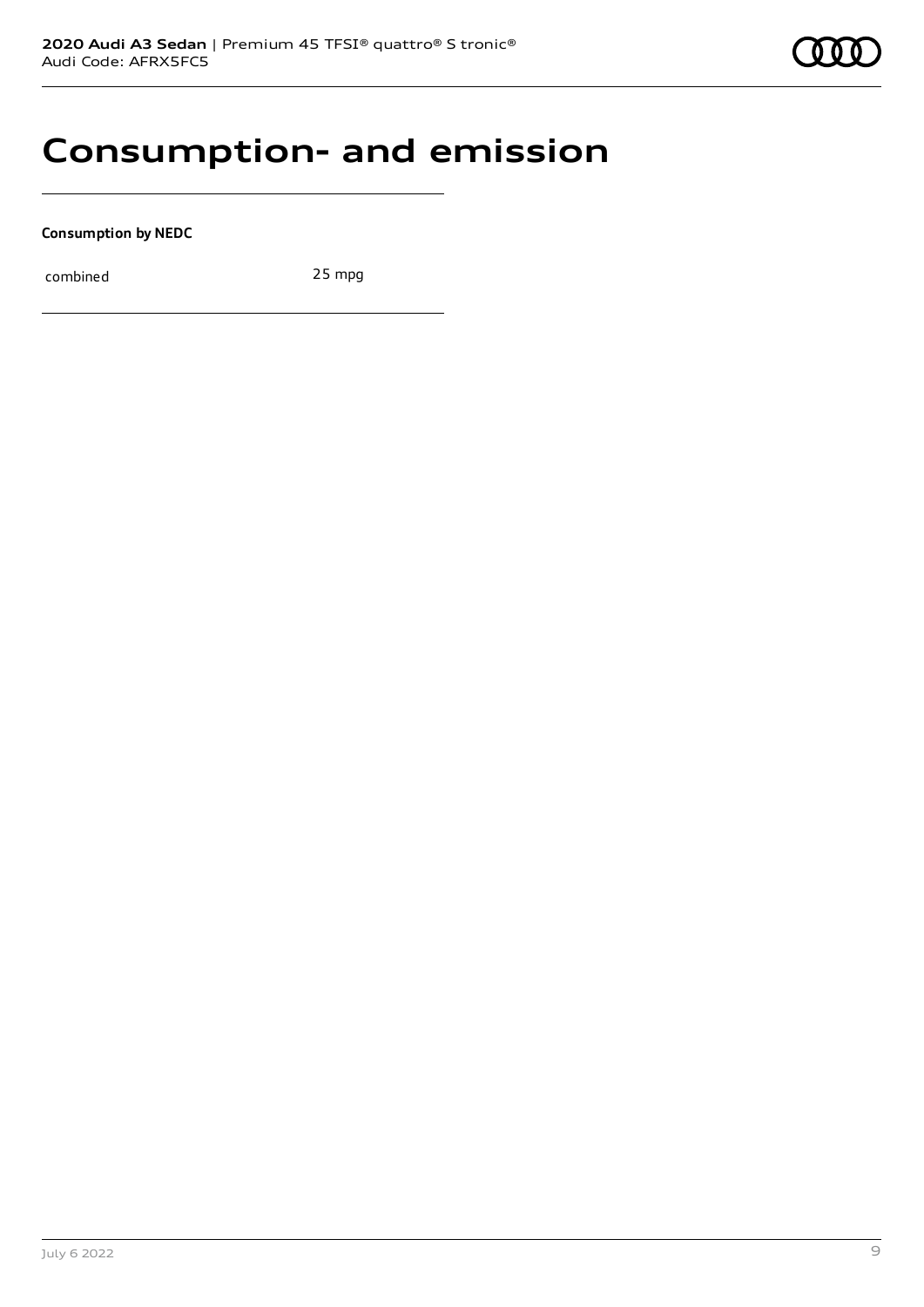# Consumption- and emission

**Consumption by NEDC**

| | |
|---|---|
| combined | 25 mpg |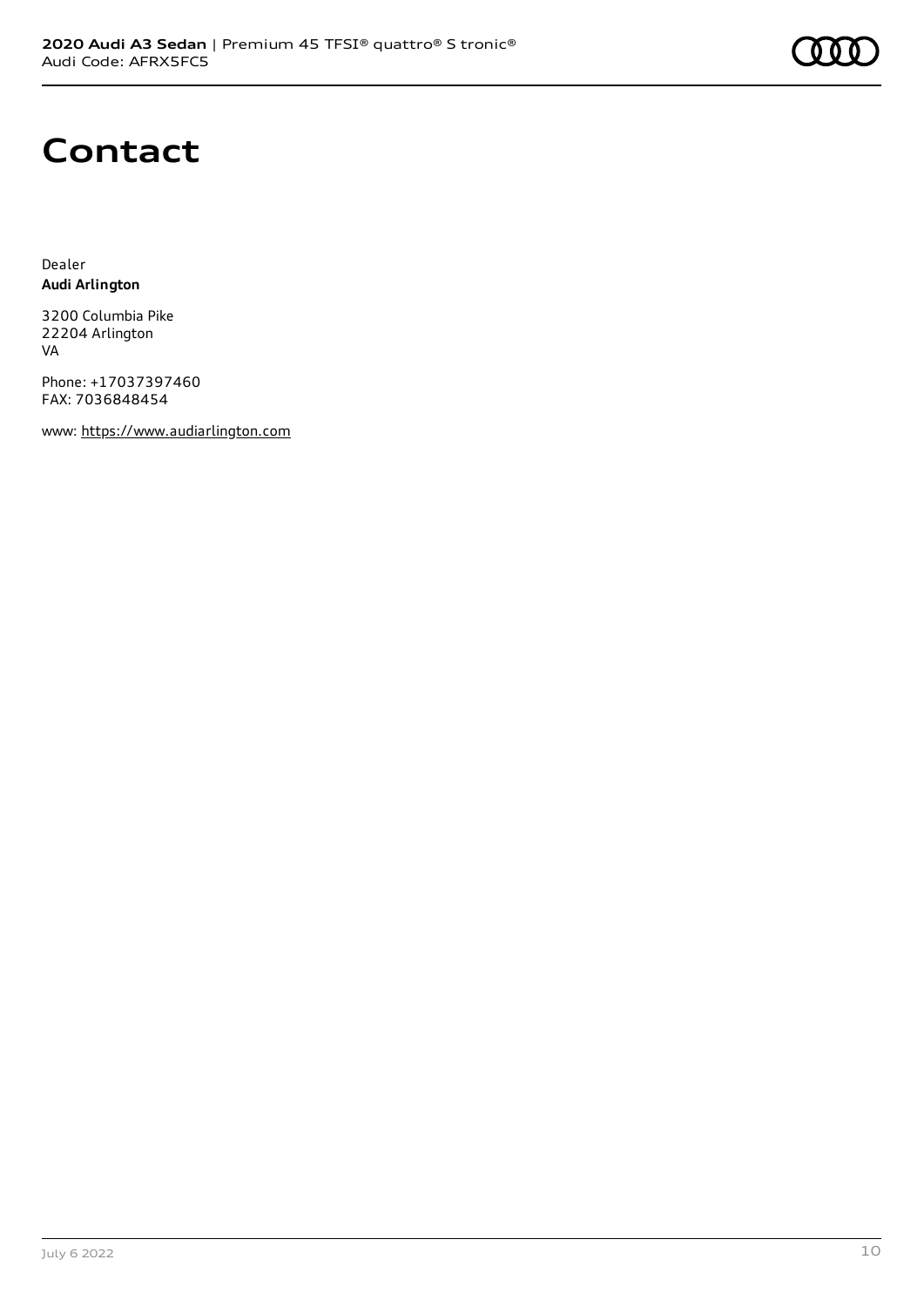# Contact

Dealer
**Audi Arlington**

3200 Columbia Pike
22204 Arlington
VA

Phone: +17037397460
FAX: 7036848454

www: https://www.audiarlington.com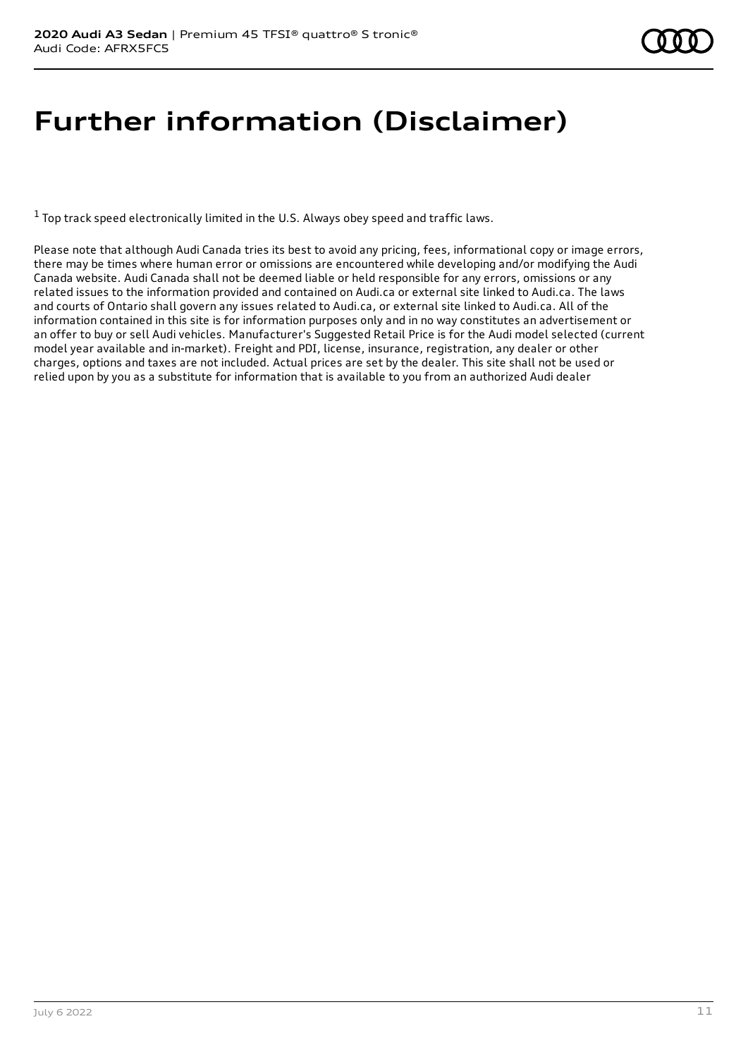# Further information (Disclaimer)

[1] Top track speed electronically limited in the U.S. Always obey speed and traffic laws.

Please note that although Audi Canada tries its best to avoid any pricing, fees, informational copy or image errors, there may be times where human error or omissions are encountered while developing and/or modifying the Audi Canada website. Audi Canada shall not be deemed liable or held responsible for any errors, omissions or any related issues to the information provided and contained on Audi.ca or external site linked to Audi.ca. The laws and courts of Ontario shall govern any issues related to Audi.ca, or external site linked to Audi.ca. All of the information contained in this site is for information purposes only and in no way constitutes an advertisement or an offer to buy or sell Audi vehicles. Manufacturer's Suggested Retail Price is for the Audi model selected (current model year available and in-market). Freight and PDI, license, insurance, registration, any dealer or other charges, options and taxes are not included. Actual prices are set by the dealer. This site shall not be used or relied upon by you as a substitute for information that is available to you from an authorized Audi dealer